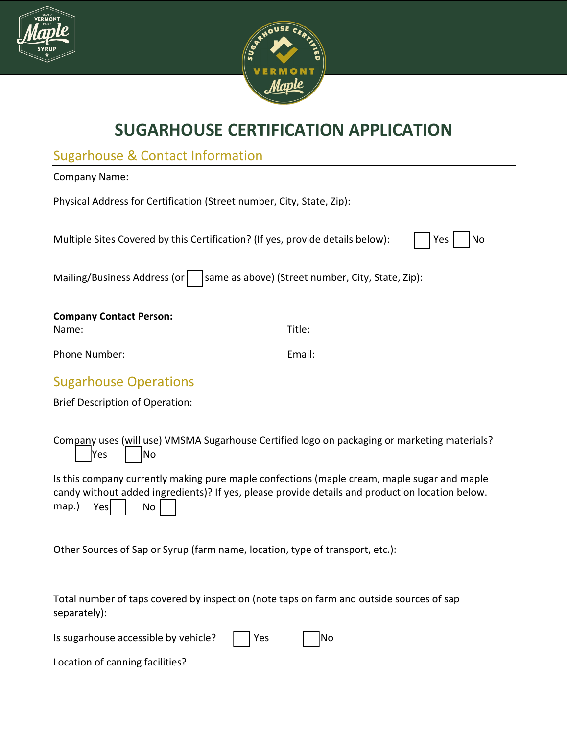# SUGARHOUSE CERTIFICATION APPLICATION

## Sugarhouse & Contact Information

Company Name:

Physical Address for Certification (Street number, City, State, Zip):

Multiple Sites Covered by this Certification? (If yes, provide details below): ☐ Yes ☐ No

Mailing/Business Address (or ☐ same as above) (Street number, City, State, Zip):

**Company Contact Person:**

Name: Title:

Phone Number: Email:

## Sugarhouse Operations

Brief Description of Operation:

Company uses (will use) VMSMA Sugarhouse Certified logo on packaging or marketing materials?
☐ Yes ☐ No

Is this company currently making pure maple confections (maple cream, maple sugar and maple candy without added ingredients)? If yes, please provide details and production location below. map.) Yes ☐ No ☐

Other Sources of Sap or Syrup (farm name, location, type of transport, etc.):

Total number of taps covered by inspection (note taps on farm and outside sources of sap separately):

Is sugarhouse accessible by vehicle? ☐ Yes ☐ No

Location of canning facilities?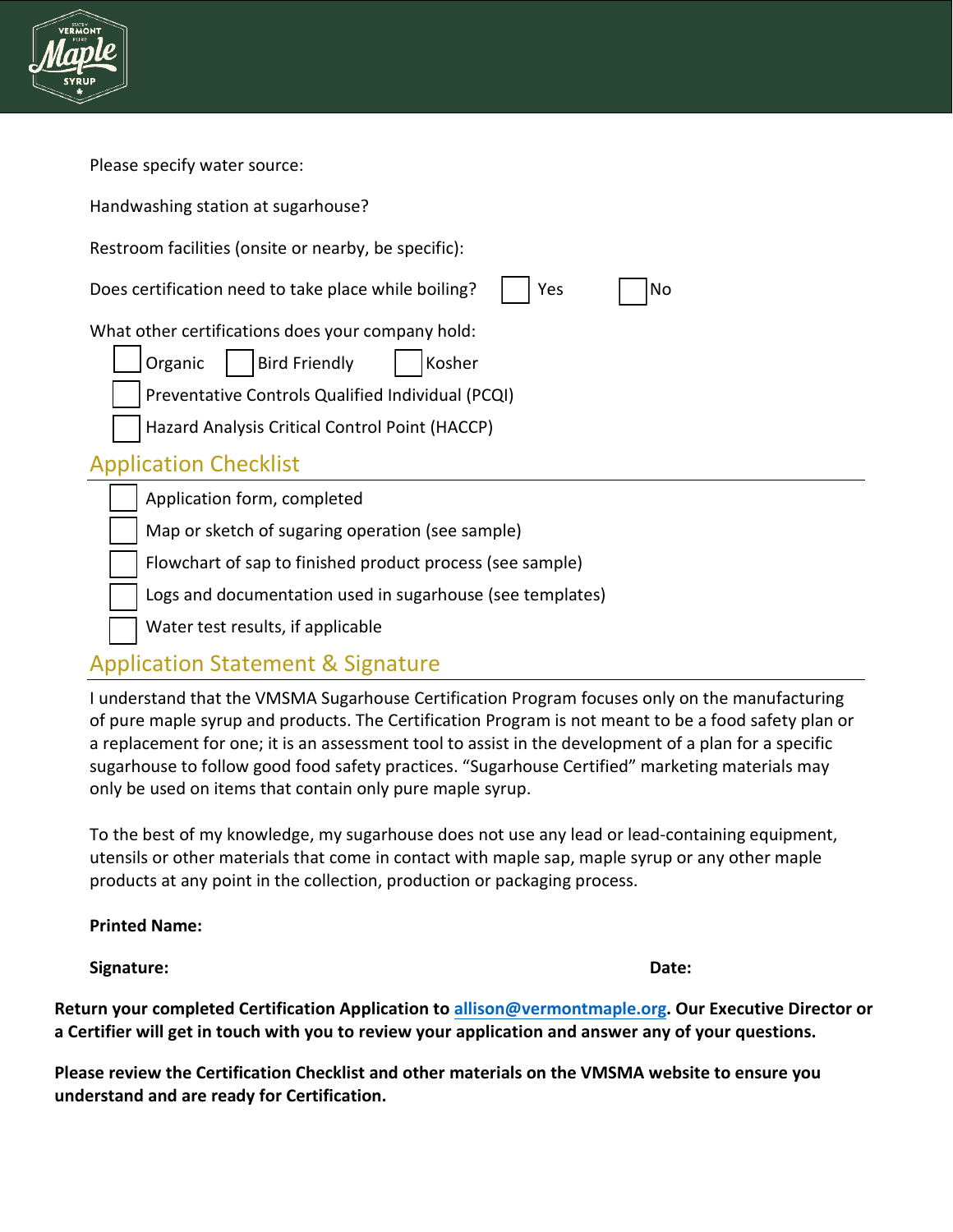Please specify water source:

Handwashing station at sugarhouse?

Restroom facilities (onsite or nearby, be specific):

Does certification need to take place while boiling? ☐ Yes ☐ No

What other certifications does your company hold:

☐ Organic ☐ Bird Friendly ☐ Kosher

☐ Preventative Controls Qualified Individual (PCQI)

☐ Hazard Analysis Critical Control Point (HACCP)

## Application Checklist

☐ Application form, completed

☐ Map or sketch of sugaring operation (see sample)

☐ Flowchart of sap to finished product process (see sample)

☐ Logs and documentation used in sugarhouse (see templates)

☐ Water test results, if applicable

## Application Statement & Signature

I understand that the VMSMA Sugarhouse Certification Program focuses only on the manufacturing of pure maple syrup and products. The Certification Program is not meant to be a food safety plan or a replacement for one; it is an assessment tool to assist in the development of a plan for a specific sugarhouse to follow good food safety practices. "Sugarhouse Certified" marketing materials may only be used on items that contain only pure maple syrup.

To the best of my knowledge, my sugarhouse does not use any lead or lead-containing equipment, utensils or other materials that come in contact with maple sap, maple syrup or any other maple products at any point in the collection, production or packaging process.

**Printed Name:**

**Signature:** **Date:**

**Return your completed Certification Application to allison@vermontmaple.org. Our Executive Director or a Certifier will get in touch with you to review your application and answer any of your questions.**

**Please review the Certification Checklist and other materials on the VMSMA website to ensure you understand and are ready for Certification.**